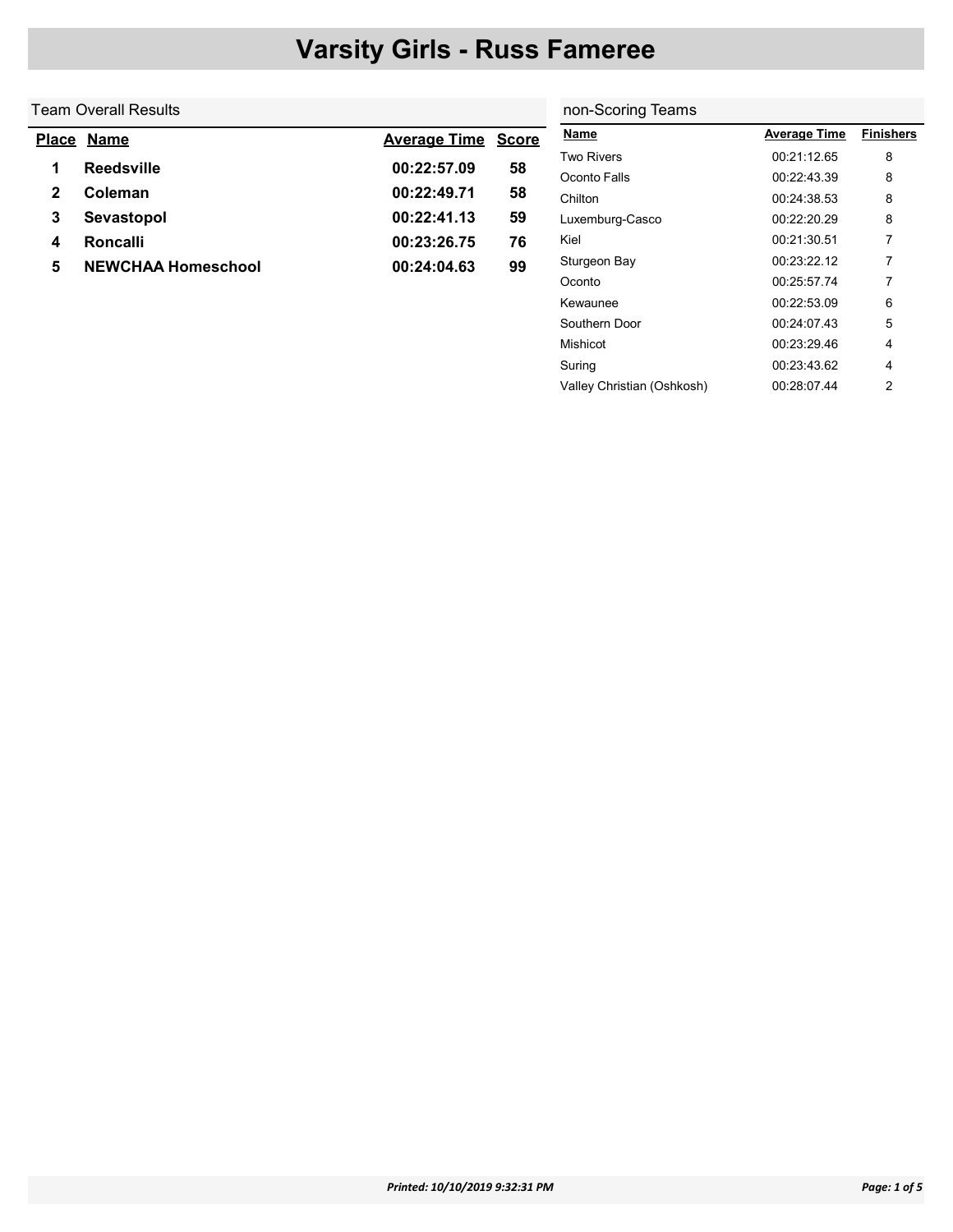# Varsity Girls - Russ Fameree

## Team Overall Results

| Place | Name | Average Time | Score |
| --- | --- | --- | --- |
| 1 | Reedsville | 00:22:57.09 | 58 |
| 2 | Coleman | 00:22:49.71 | 58 |
| 3 | Sevastopol | 00:22:41.13 | 59 |
| 4 | Roncalli | 00:23:26.75 | 76 |
| 5 | NEWCHAA Homeschool | 00:24:04.63 | 99 |

## non-Scoring Teams

| Name | Average Time | Finishers |
| --- | --- | --- |
| Two Rivers | 00:21:12.65 | 8 |
| Oconto Falls | 00:22:43.39 | 8 |
| Chilton | 00:24:38.53 | 8 |
| Luxemburg-Casco | 00:22:20.29 | 8 |
| Kiel | 00:21:30.51 | 7 |
| Sturgeon Bay | 00:23:22.12 | 7 |
| Oconto | 00:25:57.74 | 7 |
| Kewaunee | 00:22:53.09 | 6 |
| Southern Door | 00:24:07.43 | 5 |
| Mishicot | 00:23:29.46 | 4 |
| Suring | 00:23:43.62 | 4 |
| Valley Christian (Oshkosh) | 00:28:07.44 | 2 |

*Printed: 10/10/2019 9:32:31 PM*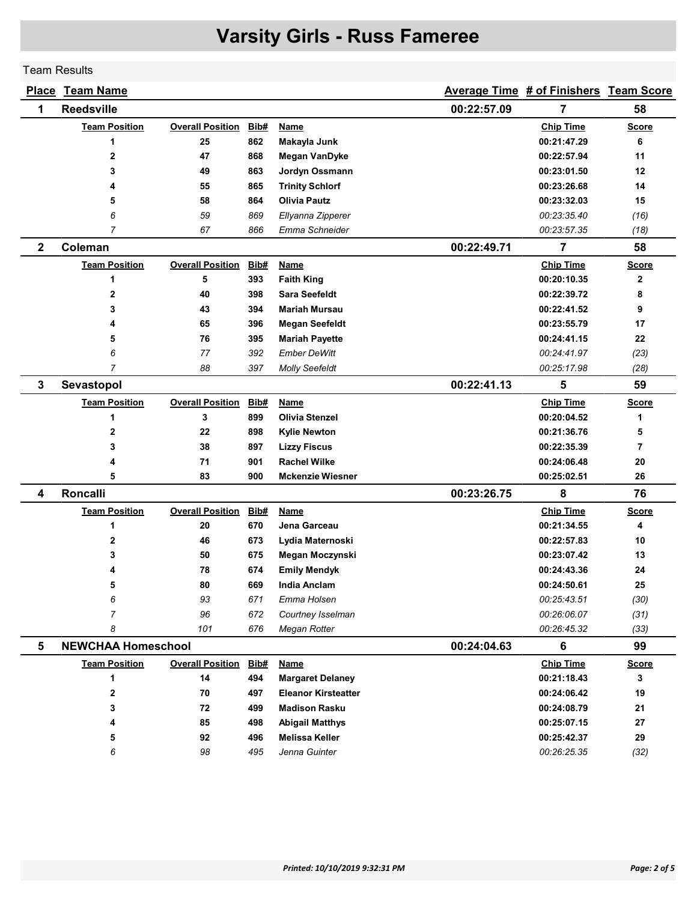# Varsity Girls - Russ Fameree

Team Results

| Place | Team Name | Average Time | # of Finishers | Team Score |
|---|---|---|---|---|
| 1 | Reedsville | 00:22:57.09 | 7 | 58 |

| Team Position | Overall Position | Bib# | Name | Chip Time | Score |
|---|---|---|---|---|---|
| 1 | 25 | 862 | **Makayla Junk** | 00:21:47.29 | 6 |
| 2 | 47 | 868 | **Megan VanDyke** | 00:22:57.94 | 11 |
| 3 | 49 | 863 | **Jordyn Ossmann** | 00:23:01.50 | 12 |
| 4 | 55 | 865 | **Trinity Schlorf** | 00:23:26.68 | 14 |
| 5 | 58 | 864 | **Olivia Pautz** | 00:23:32.03 | 15 |
| *6* | *59* | *869* | *Ellyanna Zipperer* | *00:23:35.40* | *(16)* |
| *7* | *67* | *866* | *Emma Schneider* | *00:23:57.35* | *(18)* |

| Place | Team Name | Average Time | # of Finishers | Team Score |
|---|---|---|---|---|
| 2 | Coleman | 00:22:49.71 | 7 | 58 |

| Team Position | Overall Position | Bib# | Name | Chip Time | Score |
|---|---|---|---|---|---|
| 1 | 5 | 393 | **Faith King** | 00:20:10.35 | 2 |
| 2 | 40 | 398 | **Sara Seefeldt** | 00:22:39.72 | 8 |
| 3 | 43 | 394 | **Mariah Mursau** | 00:22:41.52 | 9 |
| 4 | 65 | 396 | **Megan Seefeldt** | 00:23:55.79 | 17 |
| 5 | 76 | 395 | **Mariah Payette** | 00:24:41.15 | 22 |
| *6* | *77* | *392* | *Ember DeWitt* | *00:24:41.97* | *(23)* |
| *7* | *88* | *397* | *Molly Seefeldt* | *00:25:17.98* | *(28)* |

| Place | Team Name | Average Time | # of Finishers | Team Score |
|---|---|---|---|---|
| 3 | Sevastopol | 00:22:41.13 | 5 | 59 |

| Team Position | Overall Position | Bib# | Name | Chip Time | Score |
|---|---|---|---|---|---|
| 1 | 3 | 899 | **Olivia Stenzel** | 00:20:04.52 | 1 |
| 2 | 22 | 898 | **Kylie Newton** | 00:21:36.76 | 5 |
| 3 | 38 | 897 | **Lizzy Fiscus** | 00:22:35.39 | 7 |
| 4 | 71 | 901 | **Rachel Wilke** | 00:24:06.48 | 20 |
| 5 | 83 | 900 | **Mckenzie Wiesner** | 00:25:02.51 | 26 |

| Place | Team Name | Average Time | # of Finishers | Team Score |
|---|---|---|---|---|
| 4 | Roncalli | 00:23:26.75 | 8 | 76 |

| Team Position | Overall Position | Bib# | Name | Chip Time | Score |
|---|---|---|---|---|---|
| 1 | 20 | 670 | **Jena Garceau** | 00:21:34.55 | 4 |
| 2 | 46 | 673 | **Lydia Maternoski** | 00:22:57.83 | 10 |
| 3 | 50 | 675 | **Megan Moczynski** | 00:23:07.42 | 13 |
| 4 | 78 | 674 | **Emily Mendyk** | 00:24:43.36 | 24 |
| 5 | 80 | 669 | **India Anclam** | 00:24:50.61 | 25 |
| *6* | *93* | *671* | *Emma Holsen* | *00:25:43.51* | *(30)* |
| *7* | *96* | *672* | *Courtney Isselman* | *00:26:06.07* | *(31)* |
| *8* | *101* | *676* | *Megan Rotter* | *00:26:45.32* | *(33)* |

| Place | Team Name | Average Time | # of Finishers | Team Score |
|---|---|---|---|---|
| 5 | NEWCHAA Homeschool | 00:24:04.63 | 6 | 99 |

| Team Position | Overall Position | Bib# | Name | Chip Time | Score |
|---|---|---|---|---|---|
| 1 | 14 | 494 | **Margaret Delaney** | 00:21:18.43 | 3 |
| 2 | 70 | 497 | **Eleanor Kirsteatter** | 00:24:06.42 | 19 |
| 3 | 72 | 499 | **Madison Rasku** | 00:24:08.79 | 21 |
| 4 | 85 | 498 | **Abigail Matthys** | 00:25:07.15 | 27 |
| 5 | 92 | 496 | **Melissa Keller** | 00:25:42.37 | 29 |
| *6* | *98* | *495* | *Jenna Guinter* | *00:26:25.35* | *(32)* |

*Printed: 10/10/2019 9:32:31 PM*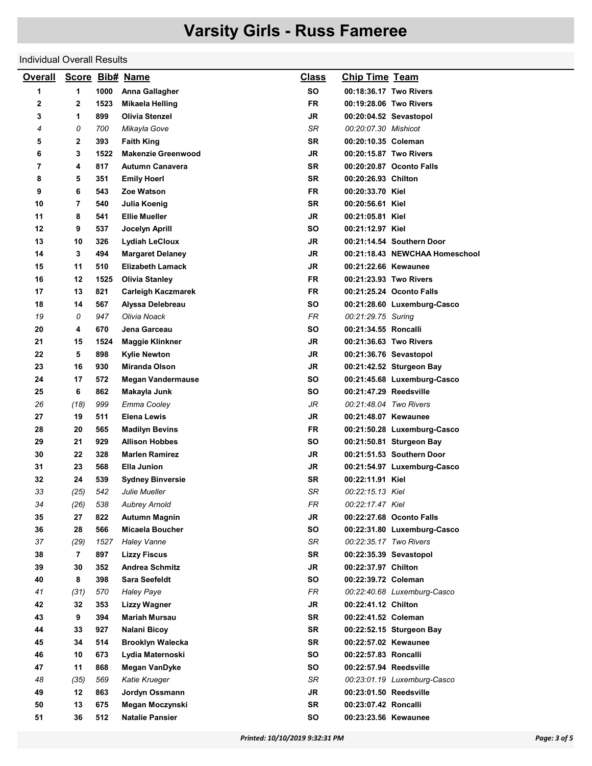# Varsity Girls - Russ Fameree

Individual Overall Results

| Overall | Score | Bib# | Name | Class | Chip Time | Team |
|---|---|---|---|---|---|---|
| **1** | **1** | **1000** | **Anna Gallagher** | **SO** | **00:18:36.17** | **Two Rivers** |
| **2** | **2** | **1523** | **Mikaela Helling** | **FR** | **00:19:28.06** | **Two Rivers** |
| **3** | **1** | **899** | **Olivia Stenzel** | **JR** | **00:20:04.52** | **Sevastopol** |
| *4* | *0* | *700* | *Mikayla Gove* | *SR* | *00:20:07.30* | *Mishicot* |
| **5** | **2** | **393** | **Faith King** | **SR** | **00:20:10.35** | **Coleman** |
| **6** | **3** | **1522** | **Makenzie Greenwood** | **JR** | **00:20:15.87** | **Two Rivers** |
| **7** | **4** | **817** | **Autumn Canavera** | **SR** | **00:20:20.87** | **Oconto Falls** |
| **8** | **5** | **351** | **Emily Hoerl** | **SR** | **00:20:26.93** | **Chilton** |
| **9** | **6** | **543** | **Zoe Watson** | **FR** | **00:20:33.70** | **Kiel** |
| **10** | **7** | **540** | **Julia Koenig** | **SR** | **00:20:56.61** | **Kiel** |
| **11** | **8** | **541** | **Ellie Mueller** | **JR** | **00:21:05.81** | **Kiel** |
| **12** | **9** | **537** | **Jocelyn Aprill** | **SO** | **00:21:12.97** | **Kiel** |
| **13** | **10** | **326** | **Lydiah LeCloux** | **JR** | **00:21:14.54** | **Southern Door** |
| **14** | **3** | **494** | **Margaret Delaney** | **JR** | **00:21:18.43** | **NEWCHAA Homeschool** |
| **15** | **11** | **510** | **Elizabeth Lamack** | **JR** | **00:21:22.66** | **Kewaunee** |
| **16** | **12** | **1525** | **Olivia Stanley** | **FR** | **00:21:23.93** | **Two Rivers** |
| **17** | **13** | **821** | **Carleigh Kaczmarek** | **FR** | **00:21:25.24** | **Oconto Falls** |
| **18** | **14** | **567** | **Alyssa Delebreau** | **SO** | **00:21:28.60** | **Luxemburg-Casco** |
| *19* | *0* | *947* | *Olivia Noack* | *FR* | *00:21:29.75* | *Suring* |
| **20** | **4** | **670** | **Jena Garceau** | **SO** | **00:21:34.55** | **Roncalli** |
| **21** | **15** | **1524** | **Maggie Klinkner** | **JR** | **00:21:36.63** | **Two Rivers** |
| **22** | **5** | **898** | **Kylie Newton** | **JR** | **00:21:36.76** | **Sevastopol** |
| **23** | **16** | **930** | **Miranda Olson** | **JR** | **00:21:42.52** | **Sturgeon Bay** |
| **24** | **17** | **572** | **Megan Vandermause** | **SO** | **00:21:45.68** | **Luxemburg-Casco** |
| **25** | **6** | **862** | **Makayla Junk** | **SO** | **00:21:47.29** | **Reedsville** |
| *26* | *(18)* | *999* | *Emma Cooley* | *JR* | *00:21:48.04* | *Two Rivers* |
| **27** | **19** | **511** | **Elena Lewis** | **JR** | **00:21:48.07** | **Kewaunee** |
| **28** | **20** | **565** | **Madilyn Bevins** | **FR** | **00:21:50.28** | **Luxemburg-Casco** |
| **29** | **21** | **929** | **Allison Hobbes** | **SO** | **00:21:50.81** | **Sturgeon Bay** |
| **30** | **22** | **328** | **Marlen Ramirez** | **JR** | **00:21:51.53** | **Southern Door** |
| **31** | **23** | **568** | **Ella Junion** | **JR** | **00:21:54.97** | **Luxemburg-Casco** |
| **32** | **24** | **539** | **Sydney Binversie** | **SR** | **00:22:11.91** | **Kiel** |
| *33* | *(25)* | *542* | *Julie Mueller* | *SR* | *00:22:15.13* | *Kiel* |
| *34* | *(26)* | *538* | *Aubrey Arnold* | *FR* | *00:22:17.47* | *Kiel* |
| **35** | **27** | **822** | **Autumn Magnin** | **JR** | **00:22:27.68** | **Oconto Falls** |
| **36** | **28** | **566** | **Micaela Boucher** | **SO** | **00:22:31.80** | **Luxemburg-Casco** |
| *37* | *(29)* | *1527* | *Haley Vanne* | *SR* | *00:22:35.17* | *Two Rivers* |
| **38** | **7** | **897** | **Lizzy Fiscus** | **SR** | **00:22:35.39** | **Sevastopol** |
| **39** | **30** | **352** | **Andrea Schmitz** | **JR** | **00:22:37.97** | **Chilton** |
| **40** | **8** | **398** | **Sara Seefeldt** | **SO** | **00:22:39.72** | **Coleman** |
| *41* | *(31)* | *570* | *Haley Paye* | *FR* | *00:22:40.68* | *Luxemburg-Casco* |
| **42** | **32** | **353** | **Lizzy Wagner** | **JR** | **00:22:41.12** | **Chilton** |
| **43** | **9** | **394** | **Mariah Mursau** | **SR** | **00:22:41.52** | **Coleman** |
| **44** | **33** | **927** | **Nalani Bicoy** | **SR** | **00:22:52.15** | **Sturgeon Bay** |
| **45** | **34** | **514** | **Brooklyn Walecka** | **SR** | **00:22:57.02** | **Kewaunee** |
| **46** | **10** | **673** | **Lydia Maternoski** | **SO** | **00:22:57.83** | **Roncalli** |
| **47** | **11** | **868** | **Megan VanDyke** | **SO** | **00:22:57.94** | **Reedsville** |
| *48* | *(35)* | *569* | *Katie Krueger* | *SR* | *00:23:01.19* | *Luxemburg-Casco* |
| **49** | **12** | **863** | **Jordyn Ossmann** | **JR** | **00:23:01.50** | **Reedsville** |
| **50** | **13** | **675** | **Megan Moczynski** | **SR** | **00:23:07.42** | **Roncalli** |
| **51** | **36** | **512** | **Natalie Pansier** | **SO** | **00:23:23.56** | **Kewaunee** |

*Printed: 10/10/2019 9:32:31 PM*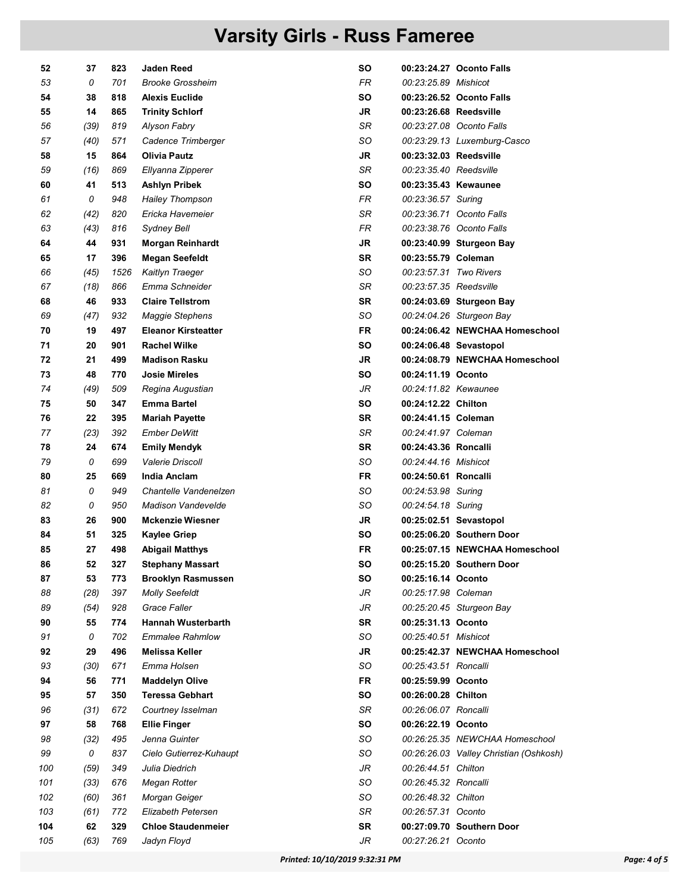# Varsity Girls - Russ Fameree

| | | | | | | |
|---|---|---|---|---|---|---|
| **52** | **37** | **823** | **Jaden Reed** | **SO** | **00:23:24.27** | **Oconto Falls** |
| *53* | *0* | *701* | *Brooke Grossheim* | *FR* | *00:23:25.89* | *Mishicot* |
| **54** | **38** | **818** | **Alexis Euclide** | **SO** | **00:23:26.52** | **Oconto Falls** |
| **55** | **14** | **865** | **Trinity Schlorf** | **JR** | **00:23:26.68** | **Reedsville** |
| *56* | *(39)* | *819* | *Alyson Fabry* | *SR* | *00:23:27.08* | *Oconto Falls* |
| *57* | *(40)* | *571* | *Cadence Trimberger* | *SO* | *00:23:29.13* | *Luxemburg-Casco* |
| **58** | **15** | **864** | **Olivia Pautz** | **JR** | **00:23:32.03** | **Reedsville** |
| *59* | *(16)* | *869* | *Ellyanna Zipperer* | *SR* | *00:23:35.40* | *Reedsville* |
| **60** | **41** | **513** | **Ashlyn Pribek** | **SO** | **00:23:35.43** | **Kewaunee** |
| *61* | *0* | *948* | *Hailey Thompson* | *FR* | *00:23:36.57* | *Suring* |
| *62* | *(42)* | *820* | *Ericka Havemeier* | *SR* | *00:23:36.71* | *Oconto Falls* |
| *63* | *(43)* | *816* | *Sydney Bell* | *FR* | *00:23:38.76* | *Oconto Falls* |
| **64** | **44** | **931** | **Morgan Reinhardt** | **JR** | **00:23:40.99** | **Sturgeon Bay** |
| **65** | **17** | **396** | **Megan Seefeldt** | **SR** | **00:23:55.79** | **Coleman** |
| *66* | *(45)* | *1526* | *Kaitlyn Traeger* | *SO* | *00:23:57.31* | *Two Rivers* |
| *67* | *(18)* | *866* | *Emma Schneider* | *SR* | *00:23:57.35* | *Reedsville* |
| **68** | **46** | **933** | **Claire Tellstrom** | **SR** | **00:24:03.69** | **Sturgeon Bay** |
| *69* | *(47)* | *932* | *Maggie Stephens* | *SO* | *00:24:04.26* | *Sturgeon Bay* |
| **70** | **19** | **497** | **Eleanor Kirsteatter** | **FR** | **00:24:06.42** | **NEWCHAA Homeschool** |
| **71** | **20** | **901** | **Rachel Wilke** | **SO** | **00:24:06.48** | **Sevastopol** |
| **72** | **21** | **499** | **Madison Rasku** | **JR** | **00:24:08.79** | **NEWCHAA Homeschool** |
| **73** | **48** | **770** | **Josie Mireles** | **SO** | **00:24:11.19** | **Oconto** |
| *74* | *(49)* | *509* | *Regina Augustian* | *JR* | *00:24:11.82* | *Kewaunee* |
| **75** | **50** | **347** | **Emma Bartel** | **SO** | **00:24:12.22** | **Chilton** |
| **76** | **22** | **395** | **Mariah Payette** | **SR** | **00:24:41.15** | **Coleman** |
| *77* | *(23)* | *392* | *Ember DeWitt* | *SR* | *00:24:41.97* | *Coleman* |
| **78** | **24** | **674** | **Emily Mendyk** | **SR** | **00:24:43.36** | **Roncalli** |
| *79* | *0* | *699* | *Valerie Driscoll* | *SO* | *00:24:44.16* | *Mishicot* |
| **80** | **25** | **669** | **India Anclam** | **FR** | **00:24:50.61** | **Roncalli** |
| *81* | *0* | *949* | *Chantelle Vandenelzen* | *SO* | *00:24:53.98* | *Suring* |
| *82* | *0* | *950* | *Madison Vandevelde* | *SO* | *00:24:54.18* | *Suring* |
| **83** | **26** | **900** | **Mckenzie Wiesner** | **JR** | **00:25:02.51** | **Sevastopol** |
| **84** | **51** | **325** | **Kaylee Griep** | **SO** | **00:25:06.20** | **Southern Door** |
| **85** | **27** | **498** | **Abigail Matthys** | **FR** | **00:25:07.15** | **NEWCHAA Homeschool** |
| **86** | **52** | **327** | **Stephany Massart** | **SO** | **00:25:15.20** | **Southern Door** |
| **87** | **53** | **773** | **Brooklyn Rasmussen** | **SO** | **00:25:16.14** | **Oconto** |
| *88* | *(28)* | *397* | *Molly Seefeldt* | *JR* | *00:25:17.98* | *Coleman* |
| *89* | *(54)* | *928* | *Grace Faller* | *JR* | *00:25:20.45* | *Sturgeon Bay* |
| **90** | **55** | **774** | **Hannah Wusterbarth** | **SR** | **00:25:31.13** | **Oconto** |
| *91* | *0* | *702* | *Emmalee Rahmlow* | *SO* | *00:25:40.51* | *Mishicot* |
| **92** | **29** | **496** | **Melissa Keller** | **JR** | **00:25:42.37** | **NEWCHAA Homeschool** |
| *93* | *(30)* | *671* | *Emma Holsen* | *SO* | *00:25:43.51* | *Roncalli* |
| **94** | **56** | **771** | **Maddelyn Olive** | **FR** | **00:25:59.99** | **Oconto** |
| **95** | **57** | **350** | **Teressa Gebhart** | **SO** | **00:26:00.28** | **Chilton** |
| *96* | *(31)* | *672* | *Courtney Isselman* | *SR* | *00:26:06.07* | *Roncalli* |
| **97** | **58** | **768** | **Ellie Finger** | **SO** | **00:26:22.19** | **Oconto** |
| *98* | *(32)* | *495* | *Jenna Guinter* | *SO* | *00:26:25.35* | *NEWCHAA Homeschool* |
| *99* | *0* | *837* | *Cielo Gutierrez-Kuhaupt* | *SO* | *00:26:26.03* | *Valley Christian (Oshkosh)* |
| *100* | *(59)* | *349* | *Julia Diedrich* | *JR* | *00:26:44.51* | *Chilton* |
| *101* | *(33)* | *676* | *Megan Rotter* | *SO* | *00:26:45.32* | *Roncalli* |
| *102* | *(60)* | *361* | *Morgan Geiger* | *SO* | *00:26:48.32* | *Chilton* |
| *103* | *(61)* | *772* | *Elizabeth Petersen* | *SR* | *00:26:57.31* | *Oconto* |
| **104** | **62** | **329** | **Chloe Staudenmeier** | **SR** | **00:27:09.70** | **Southern Door** |
| *105* | *(63)* | *769* | *Jadyn Floyd* | *JR* | *00:27:26.21* | *Oconto* |

*Printed: 10/10/2019 9:32:31 PM*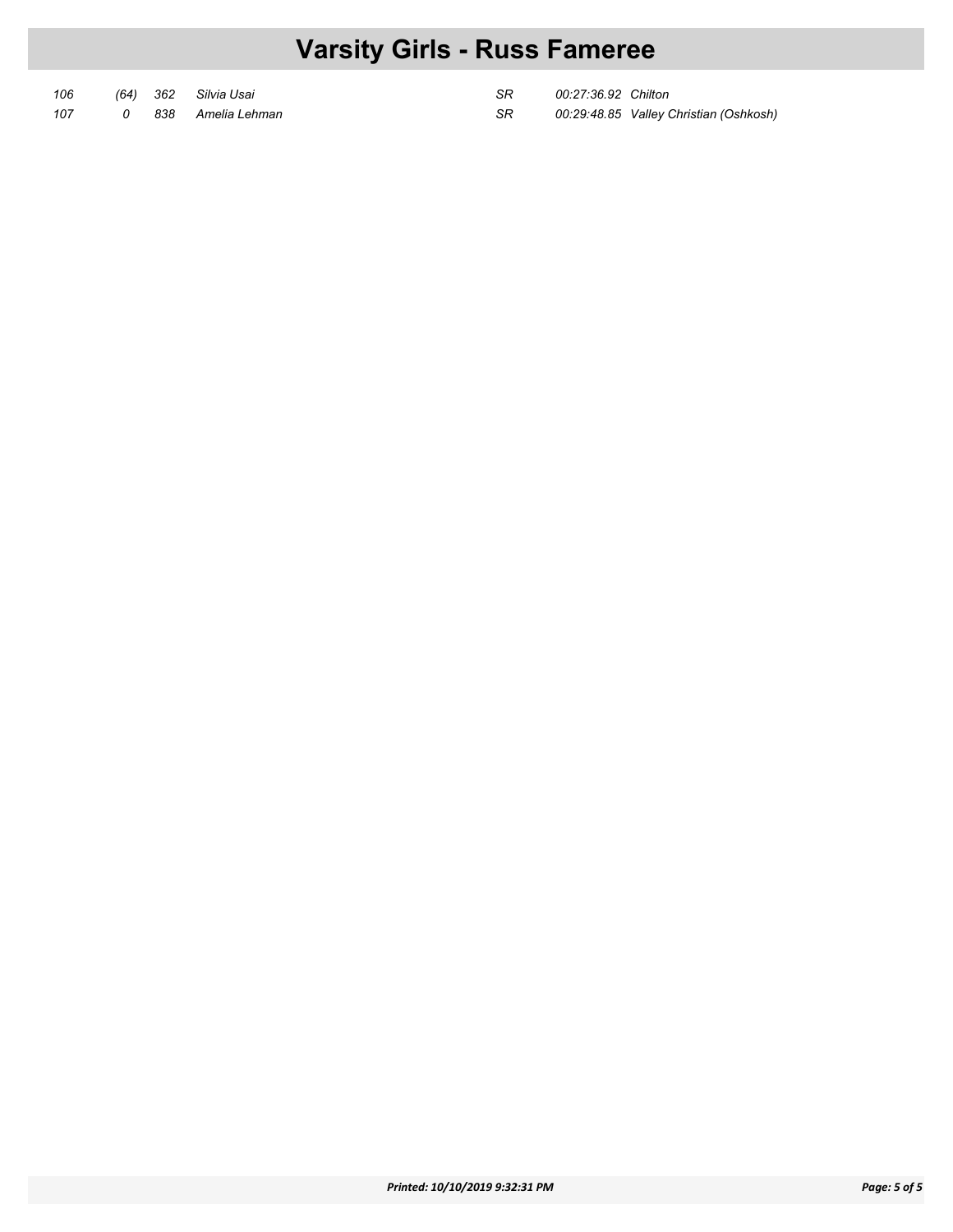# Varsity Girls - Russ Fameree

| | | | | | | |
|---|---|---|---|---|---|---|
| *106* | *(64)* | *362* | *Silvia Usai* | *SR* | *00:27:36.92* | *Chilton* |
| *107* | *0* | *838* | *Amelia Lehman* | *SR* | *00:29:48.85* | *Valley Christian (Oshkosh)* |

***Printed: 10/10/2019 9:32:31 PM***